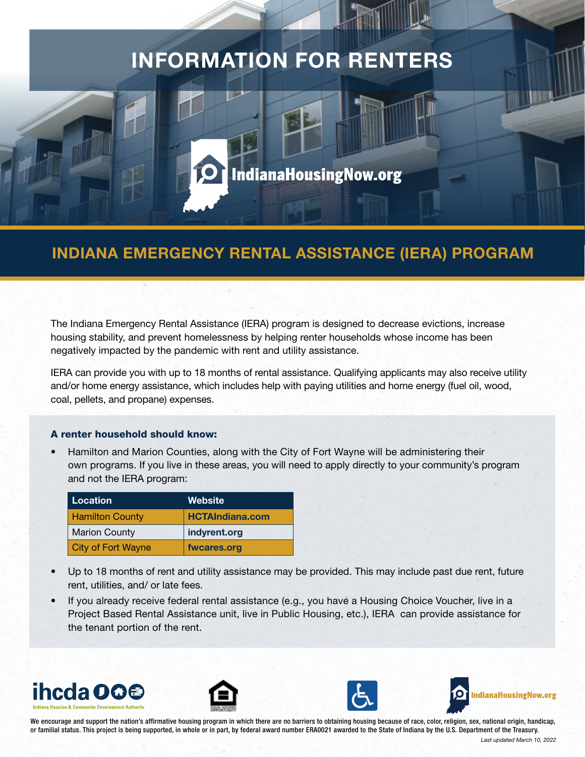# INFORMATION FOR RENTERS

IndianaHousingNow.org

## INDIANA EMERGENCY RENTAL ASSISTANCE (IERA) PROGRAM

The Indiana Emergency Rental Assistance (IERA) program is designed to decrease evictions, increase housing stability, and prevent homelessness by helping renter households whose income has been negatively impacted by the pandemic with rent and utility assistance.

IERA can provide you with up to 18 months of rental assistance. Qualifying applicants may also receive utility and/or home energy assistance, which includes help with paying utilities and home energy (fuel oil, wood, coal, pellets, and propane) expenses.

### A renter household should know:

- Hamilton and Marion Counties, along with the City of Fort Wayne will be administering their own programs. If you live in these areas, you will need to apply directly to your community's program and not the IERA program:

| Location | Website |
|---|---|
| Hamilton County | **HCTAIndiana.com** |
| Marion County | **indyrent.org** |
| City of Fort Wayne | **fwcares.org** |

- Up to 18 months of rent and utility assistance may be provided. This may include past due rent, future rent, utilities, and/ or late fees.
- If you already receive federal rental assistance (e.g., you have a Housing Choice Voucher, live in a Project Based Rental Assistance unit, live in Public Housing, etc.), IERA can provide assistance for the tenant portion of the rent.

ihcda — Indiana Housing & Community Development Authority

IndianaHousingNow.org

We encourage and support the nation's affirmative housing program in which there are no barriers to obtaining housing because of race, color, religion, sex, national origin, handicap, or familial status. This project is being supported, in whole or in part, by federal award number ERA0021 awarded to the State of Indiana by the U.S. Department of the Treasury.

*Last updated March 10, 2022*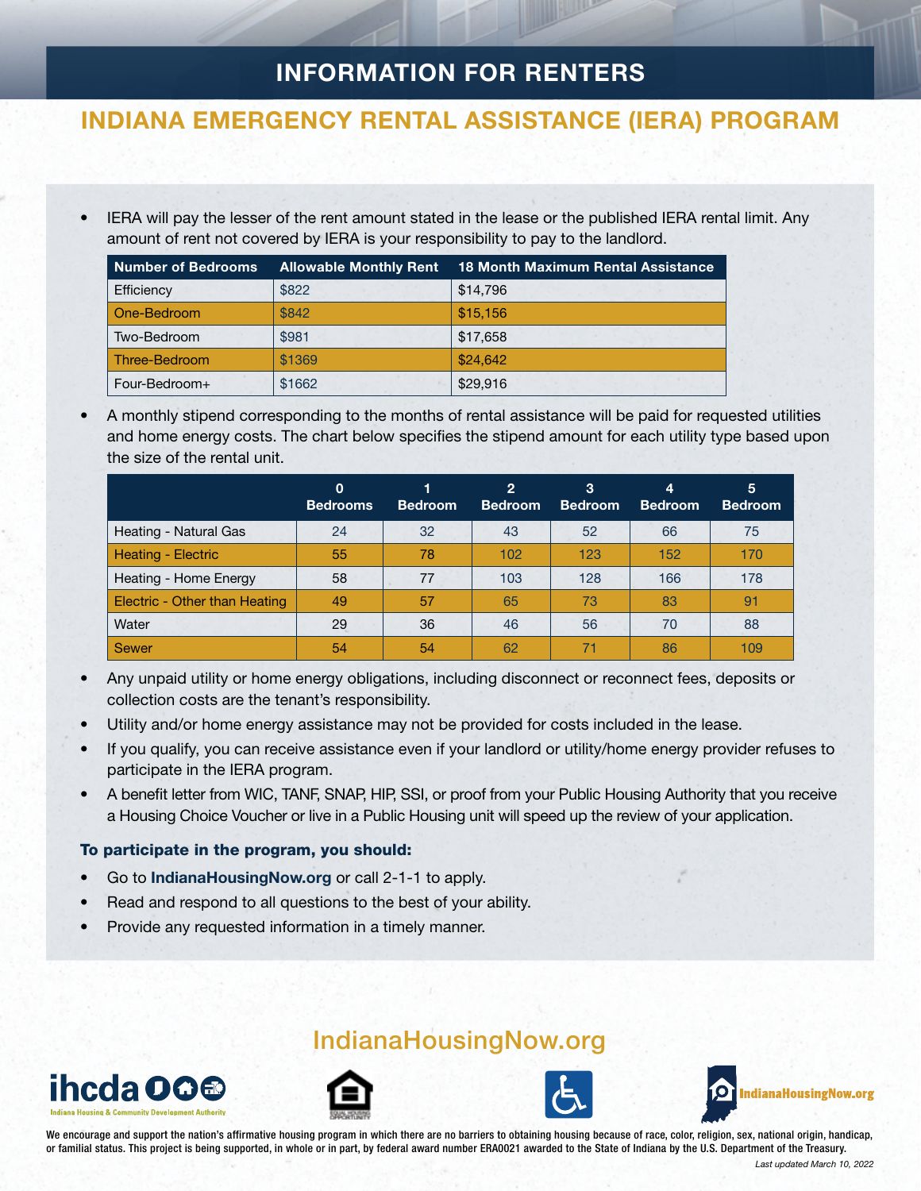# INFORMATION FOR RENTERS

## INDIANA EMERGENCY RENTAL ASSISTANCE (IERA) PROGRAM

- IERA will pay the lesser of the rent amount stated in the lease or the published IERA rental limit. Any amount of rent not covered by IERA is your responsibility to pay to the landlord.

| Number of Bedrooms | Allowable Monthly Rent | 18 Month Maximum Rental Assistance |
|---|---|---|
| Efficiency | $822 | $14,796 |
| One-Bedroom | $842 | $15,156 |
| Two-Bedroom | $981 | $17,658 |
| Three-Bedroom | $1369 | $24,642 |
| Four-Bedroom+ | $1662 | $29,916 |

- A monthly stipend corresponding to the months of rental assistance will be paid for requested utilities and home energy costs. The chart below specifies the stipend amount for each utility type based upon the size of the rental unit.

| | 0 Bedrooms | 1 Bedroom | 2 Bedroom | 3 Bedroom | 4 Bedroom | 5 Bedroom |
|---|---|---|---|---|---|---|
| Heating - Natural Gas | 24 | 32 | 43 | 52 | 66 | 75 |
| Heating - Electric | 55 | 78 | 102 | 123 | 152 | 170 |
| Heating - Home Energy | 58 | 77 | 103 | 128 | 166 | 178 |
| Electric - Other than Heating | 49 | 57 | 65 | 73 | 83 | 91 |
| Water | 29 | 36 | 46 | 56 | 70 | 88 |
| Sewer | 54 | 54 | 62 | 71 | 86 | 109 |

- Any unpaid utility or home energy obligations, including disconnect or reconnect fees, deposits or collection costs are the tenant's responsibility.
- Utility and/or home energy assistance may not be provided for costs included in the lease.
- If you qualify, you can receive assistance even if your landlord or utility/home energy provider refuses to participate in the IERA program.
- A benefit letter from WIC, TANF, SNAP, HIP, SSI, or proof from your Public Housing Authority that you receive a Housing Choice Voucher or live in a Public Housing unit will speed up the review of your application.

**To participate in the program, you should:**

- Go to **IndianaHousingNow.org** or call 2-1-1 to apply.
- Read and respond to all questions to the best of your ability.
- Provide any requested information in a timely manner.

IndianaHousingNow.org

ihcda — Indiana Housing & Community Development Authority

IndianaHousingNow.org

We encourage and support the nation's affirmative housing program in which there are no barriers to obtaining housing because of race, color, religion, sex, national origin, handicap, or familial status. This project is being supported, in whole or in part, by federal award number ERA0021 awarded to the State of Indiana by the U.S. Department of the Treasury.

*Last updated March 10, 2022*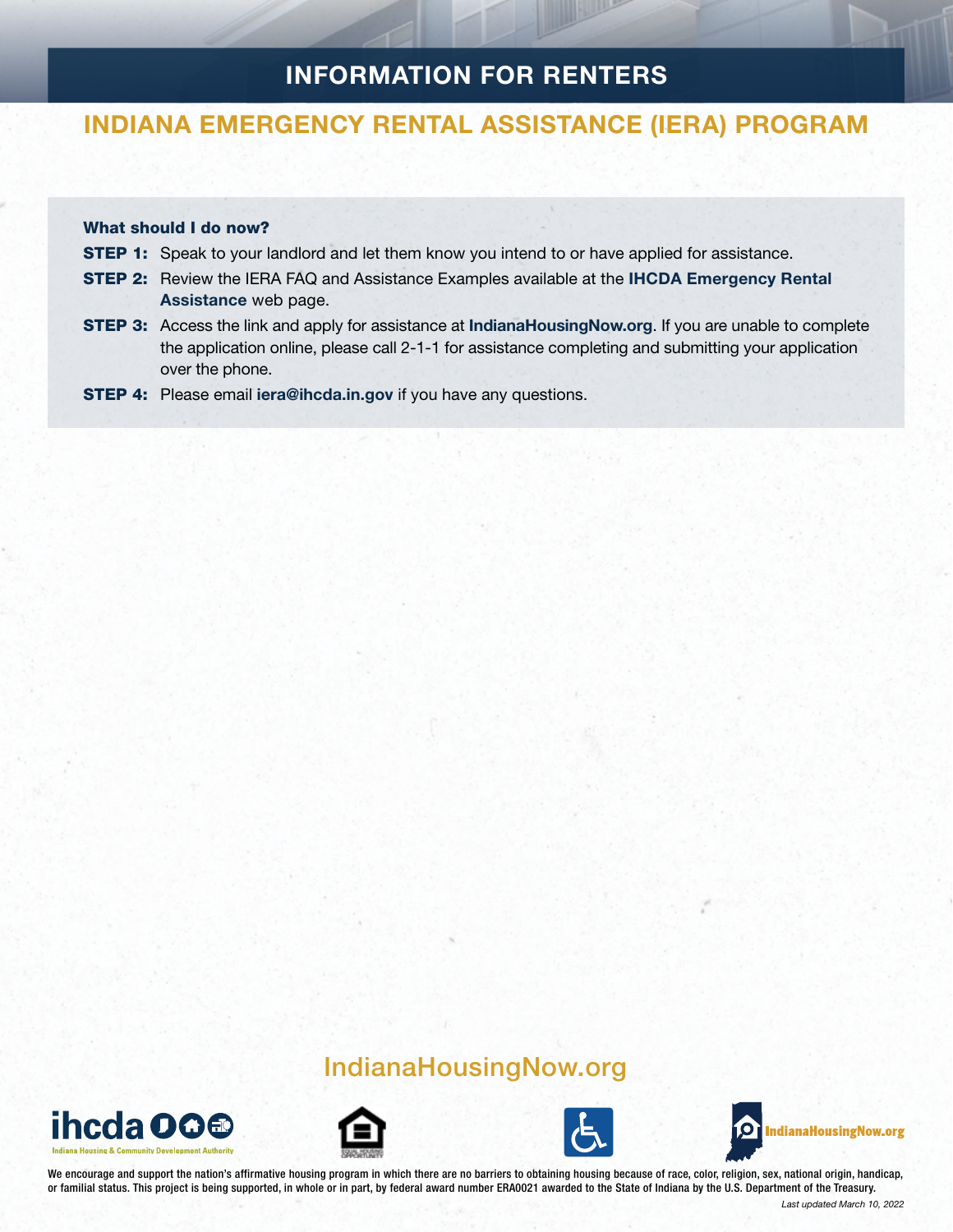# INFORMATION FOR RENTERS

## INDIANA EMERGENCY RENTAL ASSISTANCE (IERA) PROGRAM

**What should I do now?**

**STEP 1:** Speak to your landlord and let them know you intend to or have applied for assistance.

**STEP 2:** Review the IERA FAQ and Assistance Examples available at the **IHCDA Emergency Rental Assistance** web page.

**STEP 3:** Access the link and apply for assistance at **IndianaHousingNow.org**. If you are unable to complete the application online, please call 2-1-1 for assistance completing and submitting your application over the phone.

**STEP 4:** Please email **iera@ihcda.in.gov** if you have any questions.

IndianaHousingNow.org

ihcda Indiana Housing & Community Development Authority

IndianaHousingNow.org

We encourage and support the nation's affirmative housing program in which there are no barriers to obtaining housing because of race, color, religion, sex, national origin, handicap, or familial status. This project is being supported, in whole or in part, by federal award number ERA0021 awarded to the State of Indiana by the U.S. Department of the Treasury.

*Last updated March 10, 2022*